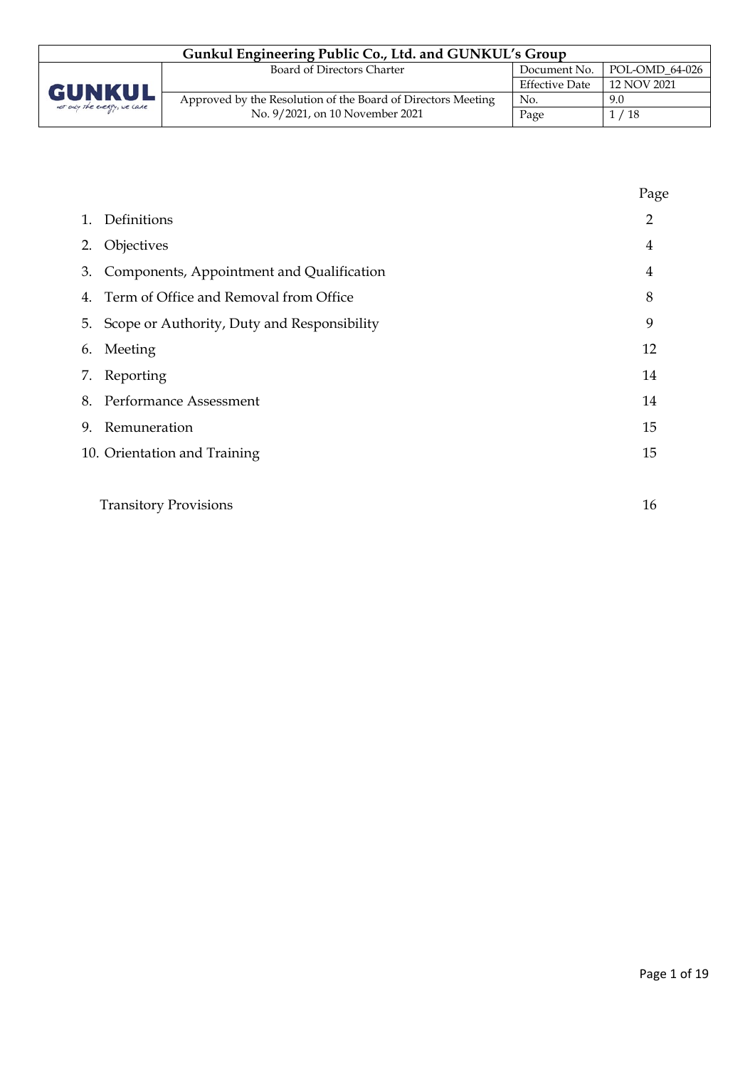| | Page |
|---|---|
| 1. Definitions | 2 |
| 2. Objectives | 4 |
| 3. Components, Appointment and Qualification | 4 |
| 4. Term of Office and Removal from Office | 8 |
| 5. Scope or Authority, Duty and Responsibility | 9 |
| 6. Meeting | 12 |
| 7. Reporting | 14 |
| 8. Performance Assessment | 14 |
| 9. Remuneration | 15 |
| 10. Orientation and Training | 15 |
| Transitory Provisions | 16 |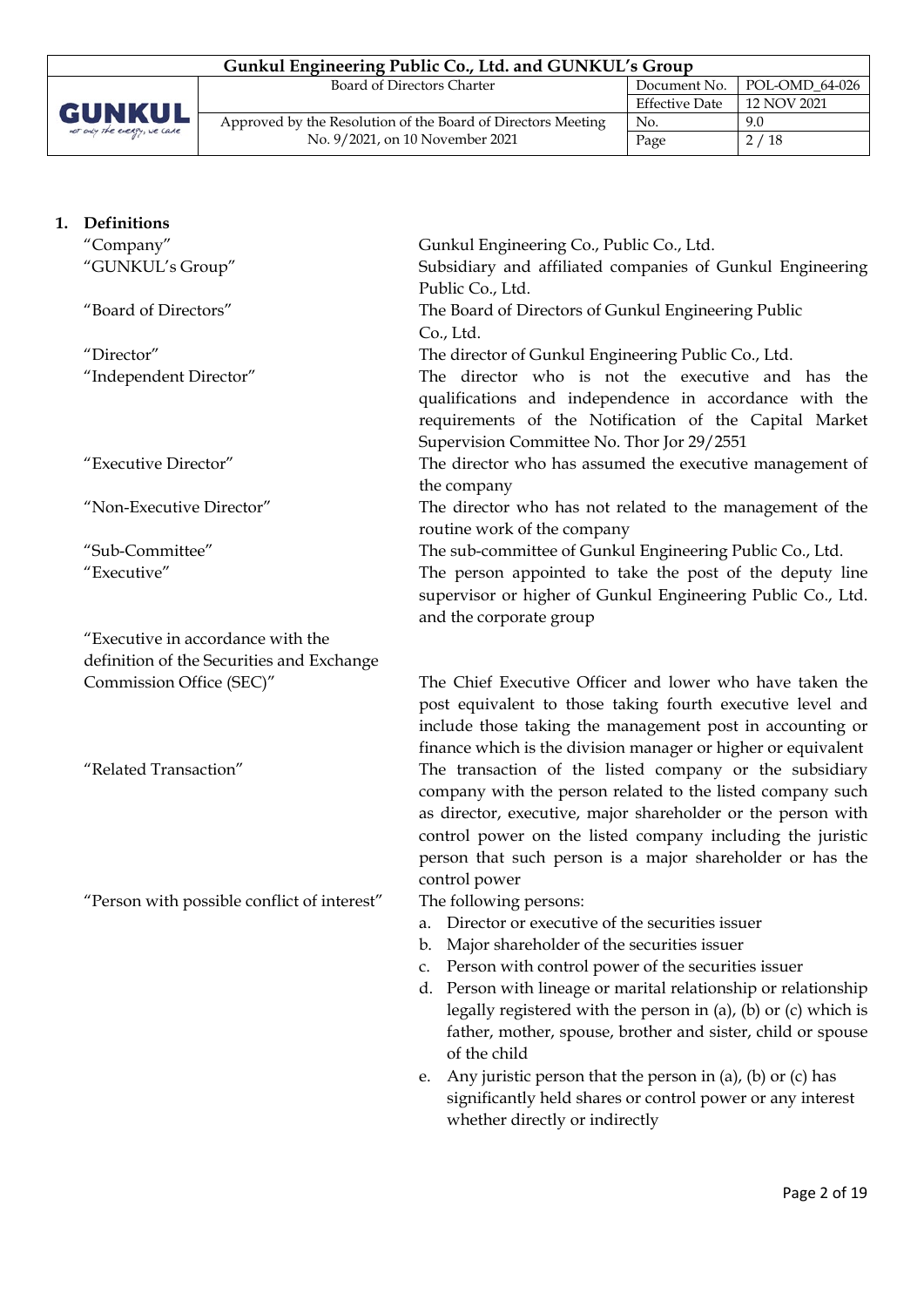## 1. Definitions

| Term | Definition |
|---|---|
| "Company" | Gunkul Engineering Co., Public Co., Ltd. |
| "GUNKUL's Group" | Subsidiary and affiliated companies of Gunkul Engineering Public Co., Ltd. |
| "Board of Directors" | The Board of Directors of Gunkul Engineering Public Co., Ltd. |
| "Director" | The director of Gunkul Engineering Public Co., Ltd. |
| "Independent Director" | The director who is not the executive and has the qualifications and independence in accordance with the requirements of the Notification of the Capital Market Supervision Committee No. Thor Jor 29/2551 |
| "Executive Director" | The director who has assumed the executive management of the company |
| "Non-Executive Director" | The director who has not related to the management of the routine work of the company |
| "Sub-Committee" | The sub-committee of Gunkul Engineering Public Co., Ltd. |
| "Executive" | The person appointed to take the post of the deputy line supervisor or higher of Gunkul Engineering Public Co., Ltd. and the corporate group |
| "Executive in accordance with the definition of the Securities and Exchange Commission Office (SEC)" | The Chief Executive Officer and lower who have taken the post equivalent to those taking fourth executive level and include those taking the management post in accounting or finance which is the division manager or higher or equivalent |
| "Related Transaction" | The transaction of the listed company or the subsidiary company with the person related to the listed company such as director, executive, major shareholder or the person with control power on the listed company including the juristic person that such person is a major shareholder or has the control power |
| "Person with possible conflict of interest" | The following persons:<br>a. Director or executive of the securities issuer<br>b. Major shareholder of the securities issuer<br>c. Person with control power of the securities issuer<br>d. Person with lineage or marital relationship or relationship legally registered with the person in (a), (b) or (c) which is father, mother, spouse, brother and sister, child or spouse of the child<br>e. Any juristic person that the person in (a), (b) or (c) has significantly held shares or control power or any interest whether directly or indirectly |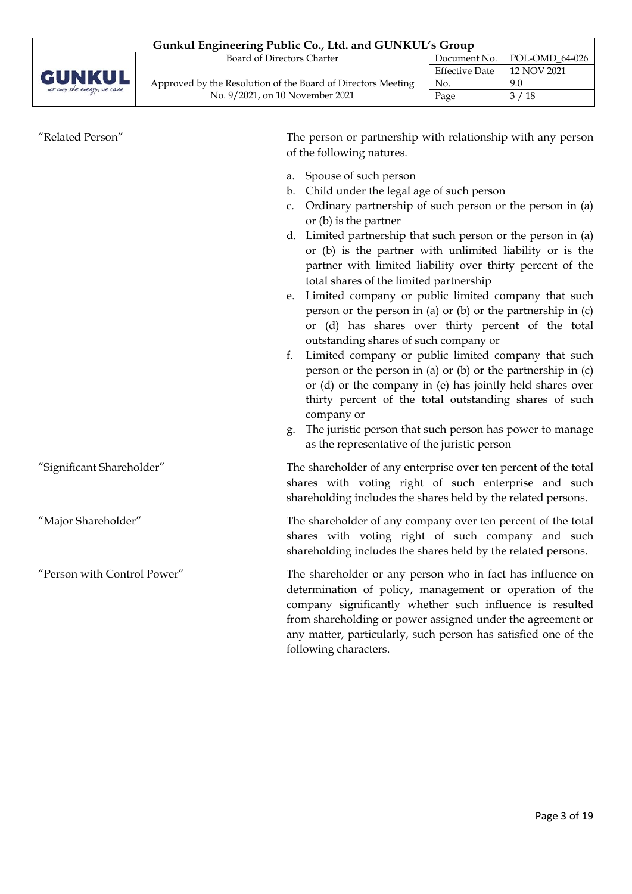**"Related Person"**

The person or partnership with relationship with any person of the following natures.

a. Spouse of such person
b. Child under the legal age of such person
c. Ordinary partnership of such person or the person in (a) or (b) is the partner
d. Limited partnership that such person or the person in (a) or (b) is the partner with unlimited liability or is the partner with limited liability over thirty percent of the total shares of the limited partnership
e. Limited company or public limited company that such person or the person in (a) or (b) or the partnership in (c) or (d) has shares over thirty percent of the total outstanding shares of such company or
f. Limited company or public limited company that such person or the person in (a) or (b) or the partnership in (c) or (d) or the company in (e) has jointly held shares over thirty percent of the total outstanding shares of such company or
g. The juristic person that such person has power to manage as the representative of the juristic person

**"Significant Shareholder"**

The shareholder of any enterprise over ten percent of the total shares with voting right of such enterprise and such shareholding includes the shares held by the related persons.

**"Major Shareholder"**

The shareholder of any company over ten percent of the total shares with voting right of such company and such shareholding includes the shares held by the related persons.

**"Person with Control Power"**

The shareholder or any person who in fact has influence on determination of policy, management or operation of the company significantly whether such influence is resulted from shareholding or power assigned under the agreement or any matter, particularly, such person has satisfied one of the following characters.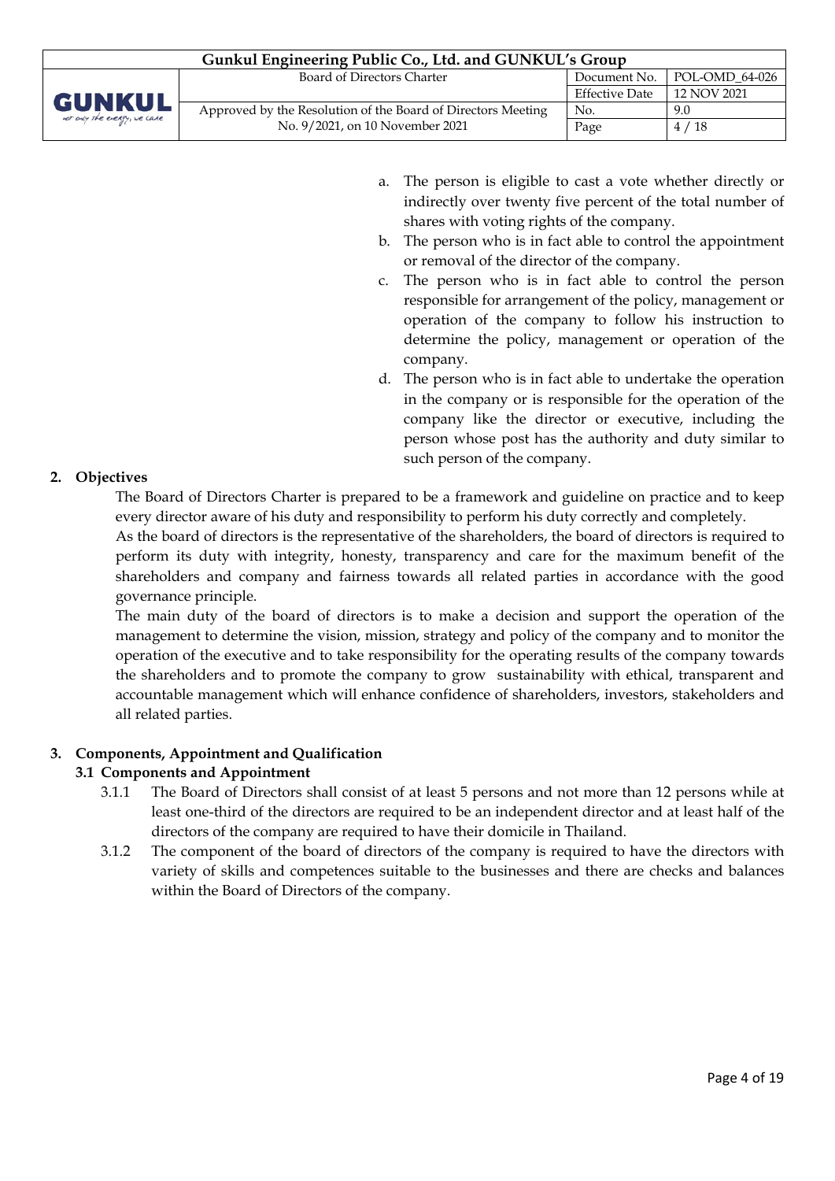a. The person is eligible to cast a vote whether directly or indirectly over twenty five percent of the total number of shares with voting rights of the company.
b. The person who is in fact able to control the appointment or removal of the director of the company.
c. The person who is in fact able to control the person responsible for arrangement of the policy, management or operation of the company to follow his instruction to determine the policy, management or operation of the company.
d. The person who is in fact able to undertake the operation in the company or is responsible for the operation of the company like the director or executive, including the person whose post has the authority and duty similar to such person of the company.

## 2. Objectives

The Board of Directors Charter is prepared to be a framework and guideline on practice and to keep every director aware of his duty and responsibility to perform his duty correctly and completely.

As the board of directors is the representative of the shareholders, the board of directors is required to perform its duty with integrity, honesty, transparency and care for the maximum benefit of the shareholders and company and fairness towards all related parties in accordance with the good governance principle.

The main duty of the board of directors is to make a decision and support the operation of the management to determine the vision, mission, strategy and policy of the company and to monitor the operation of the executive and to take responsibility for the operating results of the company towards the shareholders and to promote the company to grow sustainability with ethical, transparent and accountable management which will enhance confidence of shareholders, investors, stakeholders and all related parties.

## 3. Components, Appointment and Qualification

### 3.1 Components and Appointment

3.1.1 The Board of Directors shall consist of at least 5 persons and not more than 12 persons while at least one-third of the directors are required to be an independent director and at least half of the directors of the company are required to have their domicile in Thailand.

3.1.2 The component of the board of directors of the company is required to have the directors with variety of skills and competences suitable to the businesses and there are checks and balances within the Board of Directors of the company.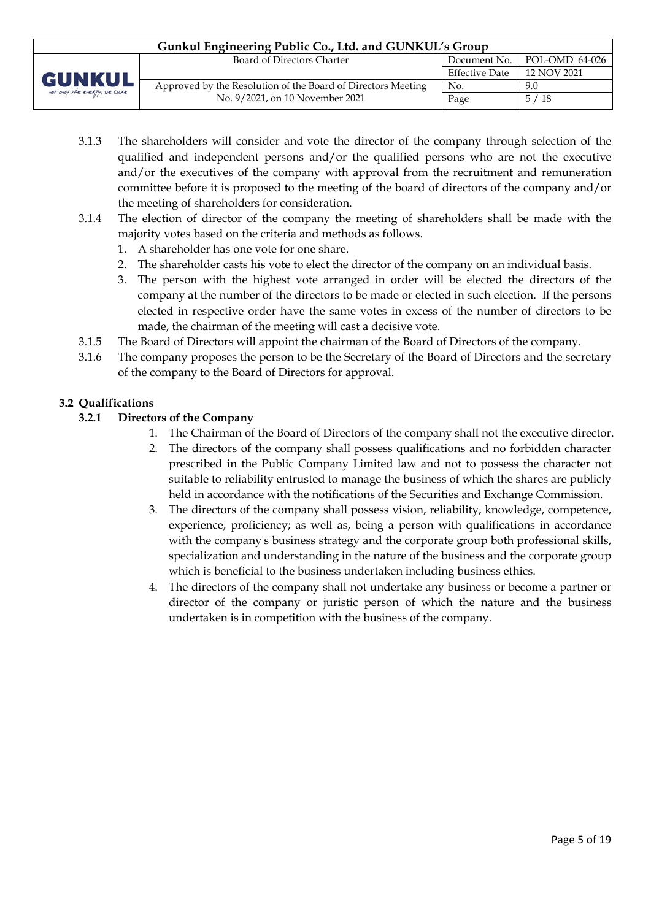3.1.3 The shareholders will consider and vote the director of the company through selection of the qualified and independent persons and/or the qualified persons who are not the executive and/or the executives of the company with approval from the recruitment and remuneration committee before it is proposed to the meeting of the board of directors of the company and/or the meeting of shareholders for consideration.

3.1.4 The election of director of the company the meeting of shareholders shall be made with the majority votes based on the criteria and methods as follows.

1. A shareholder has one vote for one share.
2. The shareholder casts his vote to elect the director of the company on an individual basis.
3. The person with the highest vote arranged in order will be elected the directors of the company at the number of the directors to be made or elected in such election. If the persons elected in respective order have the same votes in excess of the number of directors to be made, the chairman of the meeting will cast a decisive vote.

3.1.5 The Board of Directors will appoint the chairman of the Board of Directors of the company.

3.1.6 The company proposes the person to be the Secretary of the Board of Directors and the secretary of the company to the Board of Directors for approval.

## 3.2 Qualifications

### 3.2.1 Directors of the Company

1. The Chairman of the Board of Directors of the company shall not the executive director.
2. The directors of the company shall possess qualifications and no forbidden character prescribed in the Public Company Limited law and not to possess the character not suitable to reliability entrusted to manage the business of which the shares are publicly held in accordance with the notifications of the Securities and Exchange Commission.
3. The directors of the company shall possess vision, reliability, knowledge, competence, experience, proficiency; as well as, being a person with qualifications in accordance with the company's business strategy and the corporate group both professional skills, specialization and understanding in the nature of the business and the corporate group which is beneficial to the business undertaken including business ethics.
4. The directors of the company shall not undertake any business or become a partner or director of the company or juristic person of which the nature and the business undertaken is in competition with the business of the company.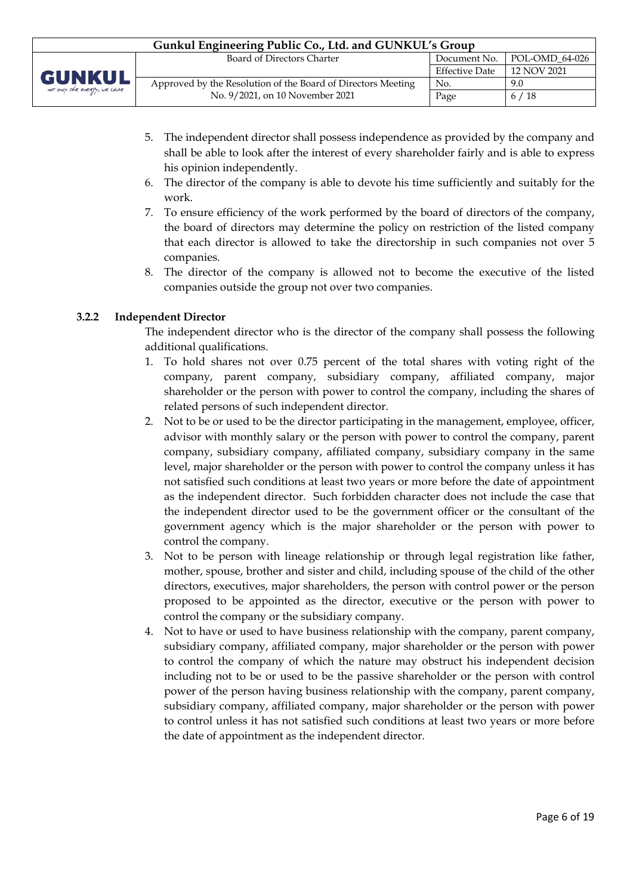5. The independent director shall possess independence as provided by the company and shall be able to look after the interest of every shareholder fairly and is able to express his opinion independently.
6. The director of the company is able to devote his time sufficiently and suitably for the work.
7. To ensure efficiency of the work performed by the board of directors of the company, the board of directors may determine the policy on restriction of the listed company that each director is allowed to take the directorship in such companies not over 5 companies.
8. The director of the company is allowed not to become the executive of the listed companies outside the group not over two companies.

### 3.2.2 Independent Director

The independent director who is the director of the company shall possess the following additional qualifications.

1. To hold shares not over 0.75 percent of the total shares with voting right of the company, parent company, subsidiary company, affiliated company, major shareholder or the person with power to control the company, including the shares of related persons of such independent director.
2. Not to be or used to be the director participating in the management, employee, officer, advisor with monthly salary or the person with power to control the company, parent company, subsidiary company, affiliated company, subsidiary company in the same level, major shareholder or the person with power to control the company unless it has not satisfied such conditions at least two years or more before the date of appointment as the independent director. Such forbidden character does not include the case that the independent director used to be the government officer or the consultant of the government agency which is the major shareholder or the person with power to control the company.
3. Not to be person with lineage relationship or through legal registration like father, mother, spouse, brother and sister and child, including spouse of the child of the other directors, executives, major shareholders, the person with control power or the person proposed to be appointed as the director, executive or the person with power to control the company or the subsidiary company.
4. Not to have or used to have business relationship with the company, parent company, subsidiary company, affiliated company, major shareholder or the person with power to control the company of which the nature may obstruct his independent decision including not to be or used to be the passive shareholder or the person with control power of the person having business relationship with the company, parent company, subsidiary company, affiliated company, major shareholder or the person with power to control unless it has not satisfied such conditions at least two years or more before the date of appointment as the independent director.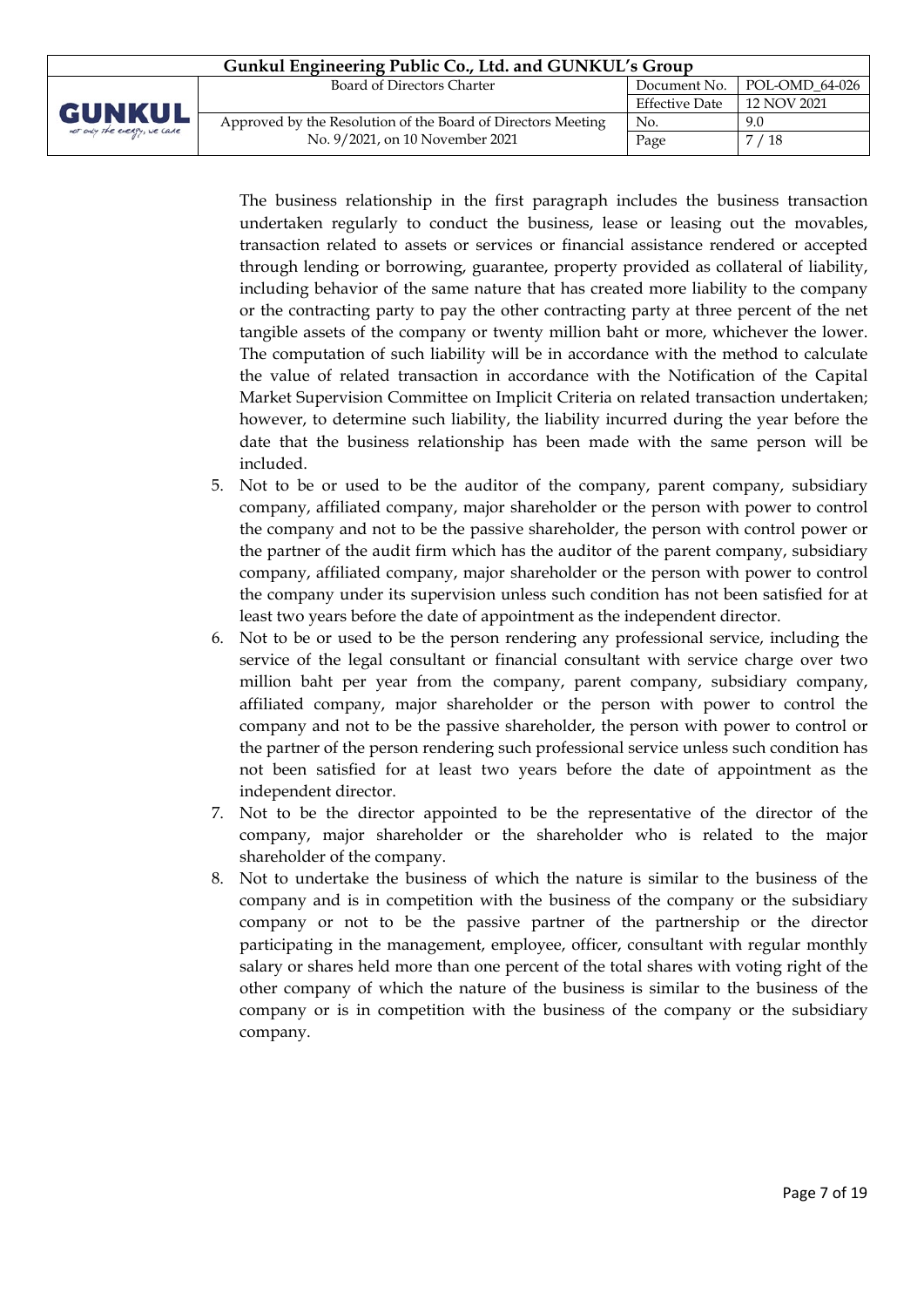The business relationship in the first paragraph includes the business transaction undertaken regularly to conduct the business, lease or leasing out the movables, transaction related to assets or services or financial assistance rendered or accepted through lending or borrowing, guarantee, property provided as collateral of liability, including behavior of the same nature that has created more liability to the company or the contracting party to pay the other contracting party at three percent of the net tangible assets of the company or twenty million baht or more, whichever the lower. The computation of such liability will be in accordance with the method to calculate the value of related transaction in accordance with the Notification of the Capital Market Supervision Committee on Implicit Criteria on related transaction undertaken; however, to determine such liability, the liability incurred during the year before the date that the business relationship has been made with the same person will be included.

5. Not to be or used to be the auditor of the company, parent company, subsidiary company, affiliated company, major shareholder or the person with power to control the company and not to be the passive shareholder, the person with control power or the partner of the audit firm which has the auditor of the parent company, subsidiary company, affiliated company, major shareholder or the person with power to control the company under its supervision unless such condition has not been satisfied for at least two years before the date of appointment as the independent director.
6. Not to be or used to be the person rendering any professional service, including the service of the legal consultant or financial consultant with service charge over two million baht per year from the company, parent company, subsidiary company, affiliated company, major shareholder or the person with power to control the company and not to be the passive shareholder, the person with power to control or the partner of the person rendering such professional service unless such condition has not been satisfied for at least two years before the date of appointment as the independent director.
7. Not to be the director appointed to be the representative of the director of the company, major shareholder or the shareholder who is related to the major shareholder of the company.
8. Not to undertake the business of which the nature is similar to the business of the company and is in competition with the business of the company or the subsidiary company or not to be the passive partner of the partnership or the director participating in the management, employee, officer, consultant with regular monthly salary or shares held more than one percent of the total shares with voting right of the other company of which the nature of the business is similar to the business of the company or is in competition with the business of the company or the subsidiary company.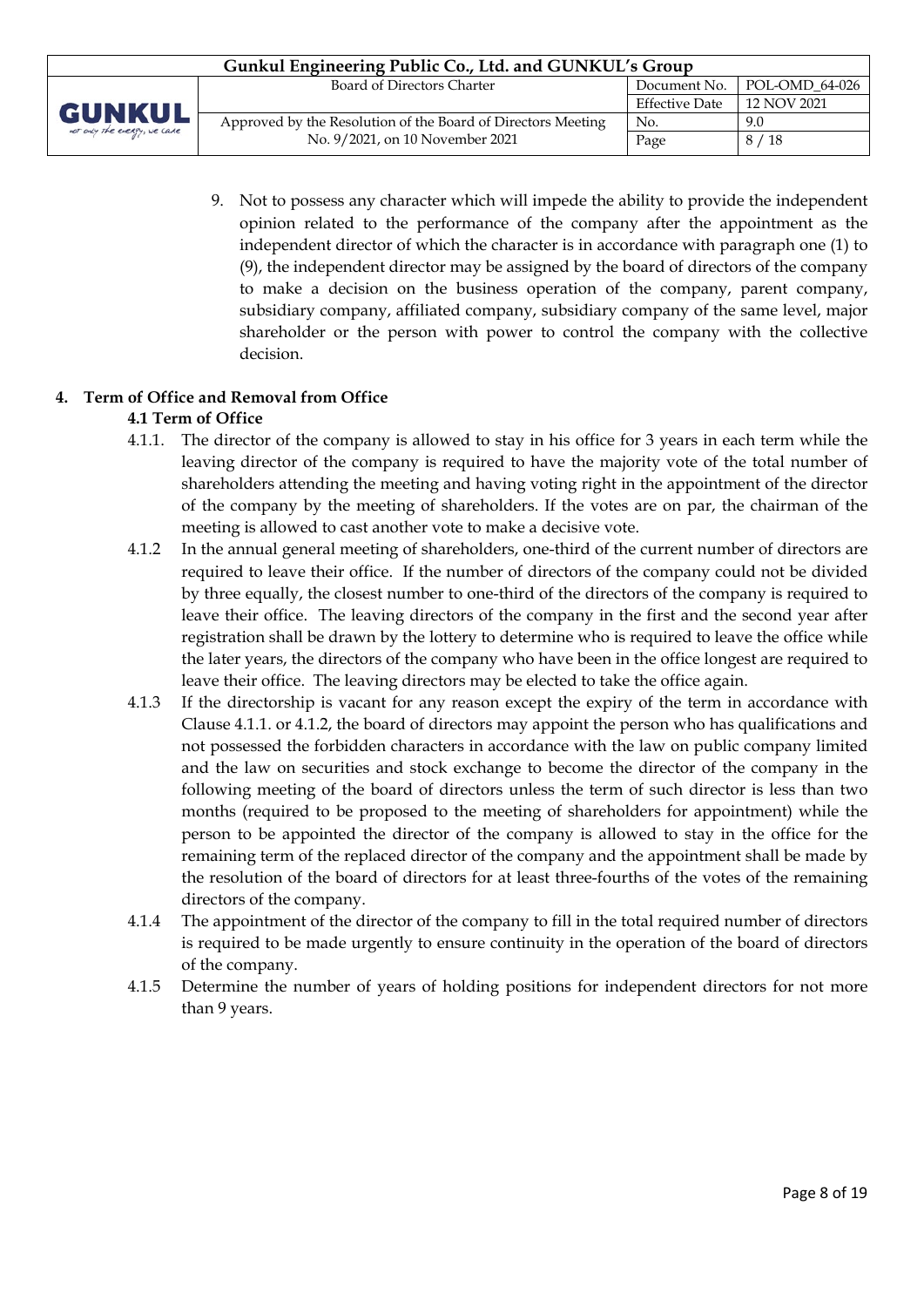9. Not to possess any character which will impede the ability to provide the independent opinion related to the performance of the company after the appointment as the independent director of which the character is in accordance with paragraph one (1) to (9), the independent director may be assigned by the board of directors of the company to make a decision on the business operation of the company, parent company, subsidiary company, affiliated company, subsidiary company of the same level, major shareholder or the person with power to control the company with the collective decision.

## 4. Term of Office and Removal from Office

### 4.1 Term of Office

4.1.1. The director of the company is allowed to stay in his office for 3 years in each term while the leaving director of the company is required to have the majority vote of the total number of shareholders attending the meeting and having voting right in the appointment of the director of the company by the meeting of shareholders. If the votes are on par, the chairman of the meeting is allowed to cast another vote to make a decisive vote.

4.1.2 In the annual general meeting of shareholders, one-third of the current number of directors are required to leave their office. If the number of directors of the company could not be divided by three equally, the closest number to one-third of the directors of the company is required to leave their office. The leaving directors of the company in the first and the second year after registration shall be drawn by the lottery to determine who is required to leave the office while the later years, the directors of the company who have been in the office longest are required to leave their office. The leaving directors may be elected to take the office again.

4.1.3 If the directorship is vacant for any reason except the expiry of the term in accordance with Clause 4.1.1. or 4.1.2, the board of directors may appoint the person who has qualifications and not possessed the forbidden characters in accordance with the law on public company limited and the law on securities and stock exchange to become the director of the company in the following meeting of the board of directors unless the term of such director is less than two months (required to be proposed to the meeting of shareholders for appointment) while the person to be appointed the director of the company is allowed to stay in the office for the remaining term of the replaced director of the company and the appointment shall be made by the resolution of the board of directors for at least three-fourths of the votes of the remaining directors of the company.

4.1.4 The appointment of the director of the company to fill in the total required number of directors is required to be made urgently to ensure continuity in the operation of the board of directors of the company.

4.1.5 Determine the number of years of holding positions for independent directors for not more than 9 years.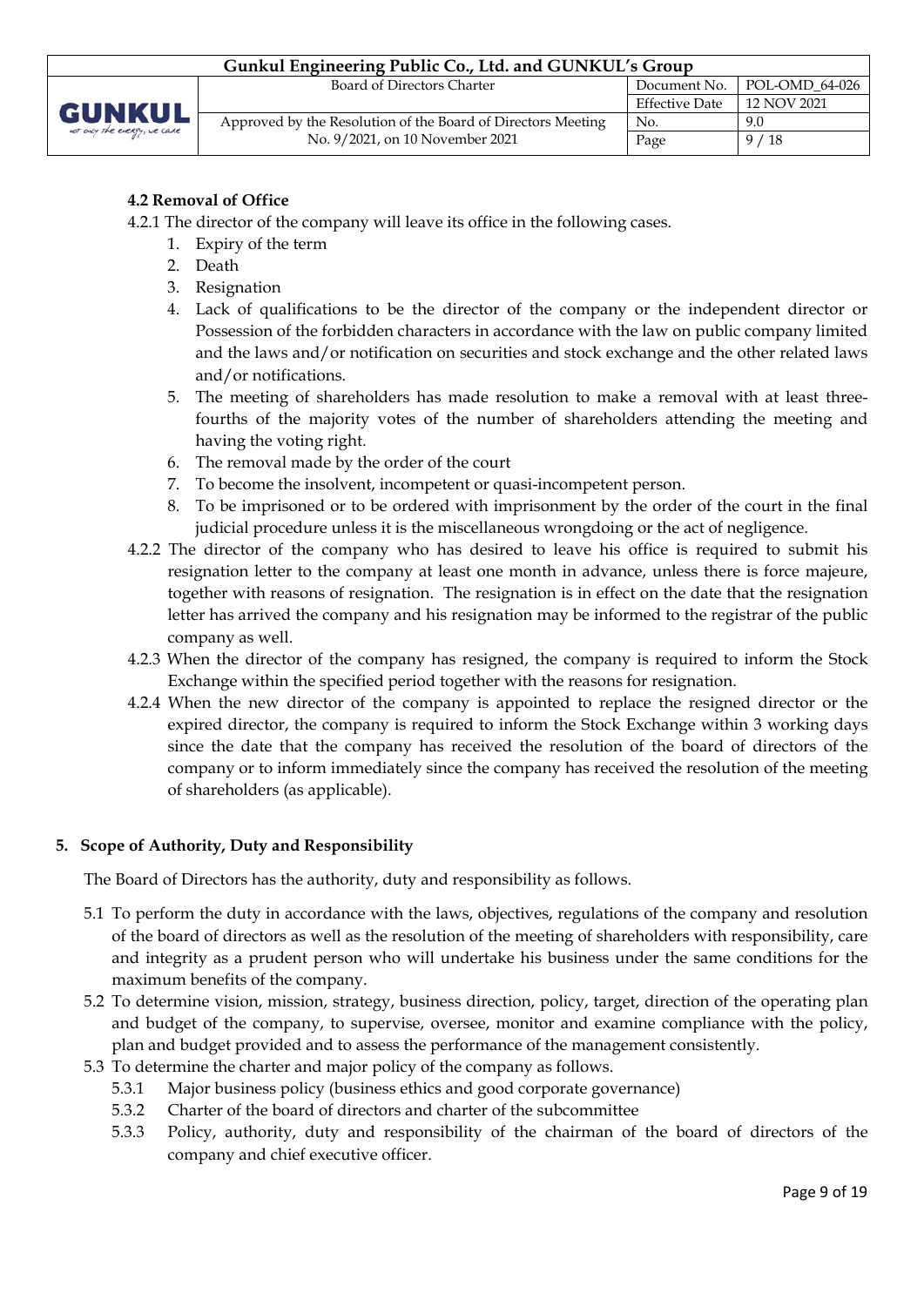### 4.2 Removal of Office

4.2.1 The director of the company will leave its office in the following cases.

1. Expiry of the term
2. Death
3. Resignation
4. Lack of qualifications to be the director of the company or the independent director or Possession of the forbidden characters in accordance with the law on public company limited and the laws and/or notification on securities and stock exchange and the other related laws and/or notifications.
5. The meeting of shareholders has made resolution to make a removal with at least three-fourths of the majority votes of the number of shareholders attending the meeting and having the voting right.
6. The removal made by the order of the court
7. To become the insolvent, incompetent or quasi-incompetent person.
8. To be imprisoned or to be ordered with imprisonment by the order of the court in the final judicial procedure unless it is the miscellaneous wrongdoing or the act of negligence.

4.2.2 The director of the company who has desired to leave his office is required to submit his resignation letter to the company at least one month in advance, unless there is force majeure, together with reasons of resignation. The resignation is in effect on the date that the resignation letter has arrived the company and his resignation may be informed to the registrar of the public company as well.

4.2.3 When the director of the company has resigned, the company is required to inform the Stock Exchange within the specified period together with the reasons for resignation.

4.2.4 When the new director of the company is appointed to replace the resigned director or the expired director, the company is required to inform the Stock Exchange within 3 working days since the date that the company has received the resolution of the board of directors of the company or to inform immediately since the company has received the resolution of the meeting of shareholders (as applicable).

## 5. Scope of Authority, Duty and Responsibility

The Board of Directors has the authority, duty and responsibility as follows.

5.1 To perform the duty in accordance with the laws, objectives, regulations of the company and resolution of the board of directors as well as the resolution of the meeting of shareholders with responsibility, care and integrity as a prudent person who will undertake his business under the same conditions for the maximum benefits of the company.

5.2 To determine vision, mission, strategy, business direction, policy, target, direction of the operating plan and budget of the company, to supervise, oversee, monitor and examine compliance with the policy, plan and budget provided and to assess the performance of the management consistently.

5.3 To determine the charter and major policy of the company as follows.

- 5.3.1 Major business policy (business ethics and good corporate governance)
- 5.3.2 Charter of the board of directors and charter of the subcommittee
- 5.3.3 Policy, authority, duty and responsibility of the chairman of the board of directors of the company and chief executive officer.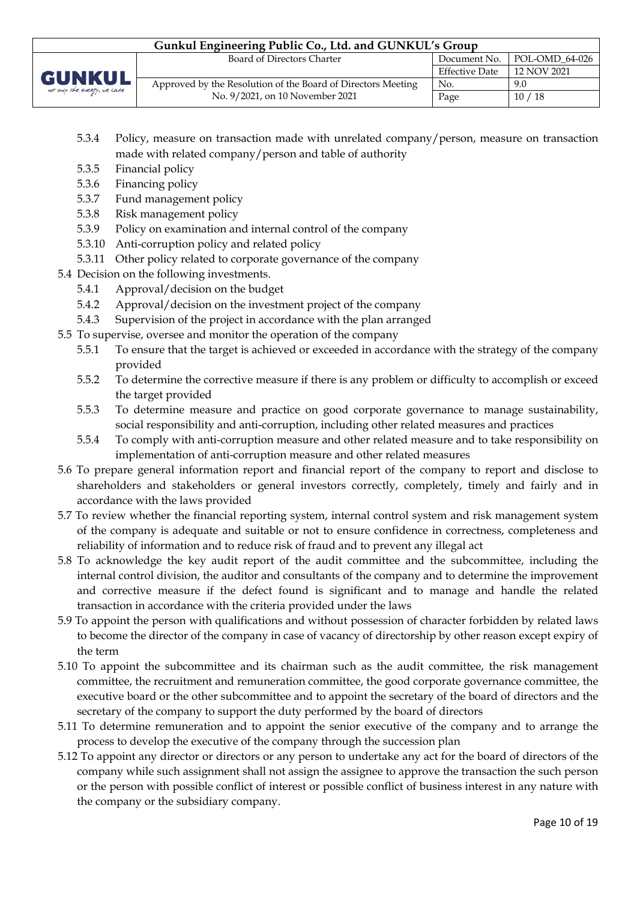- 5.3.4 Policy, measure on transaction made with unrelated company/person, measure on transaction made with related company/person and table of authority
- 5.3.5 Financial policy
- 5.3.6 Financing policy
- 5.3.7 Fund management policy
- 5.3.8 Risk management policy
- 5.3.9 Policy on examination and internal control of the company
- 5.3.10 Anti-corruption policy and related policy
- 5.3.11 Other policy related to corporate governance of the company

5.4 Decision on the following investments.

- 5.4.1 Approval/decision on the budget
- 5.4.2 Approval/decision on the investment project of the company
- 5.4.3 Supervision of the project in accordance with the plan arranged

5.5 To supervise, oversee and monitor the operation of the company

- 5.5.1 To ensure that the target is achieved or exceeded in accordance with the strategy of the company provided
- 5.5.2 To determine the corrective measure if there is any problem or difficulty to accomplish or exceed the target provided
- 5.5.3 To determine measure and practice on good corporate governance to manage sustainability, social responsibility and anti-corruption, including other related measures and practices
- 5.5.4 To comply with anti-corruption measure and other related measure and to take responsibility on implementation of anti-corruption measure and other related measures

5.6 To prepare general information report and financial report of the company to report and disclose to shareholders and stakeholders or general investors correctly, completely, timely and fairly and in accordance with the laws provided

5.7 To review whether the financial reporting system, internal control system and risk management system of the company is adequate and suitable or not to ensure confidence in correctness, completeness and reliability of information and to reduce risk of fraud and to prevent any illegal act

5.8 To acknowledge the key audit report of the audit committee and the subcommittee, including the internal control division, the auditor and consultants of the company and to determine the improvement and corrective measure if the defect found is significant and to manage and handle the related transaction in accordance with the criteria provided under the laws

5.9 To appoint the person with qualifications and without possession of character forbidden by related laws to become the director of the company in case of vacancy of directorship by other reason except expiry of the term

5.10 To appoint the subcommittee and its chairman such as the audit committee, the risk management committee, the recruitment and remuneration committee, the good corporate governance committee, the executive board or the other subcommittee and to appoint the secretary of the board of directors and the secretary of the company to support the duty performed by the board of directors

5.11 To determine remuneration and to appoint the senior executive of the company and to arrange the process to develop the executive of the company through the succession plan

5.12 To appoint any director or directors or any person to undertake any act for the board of directors of the company while such assignment shall not assign the assignee to approve the transaction the such person or the person with possible conflict of interest or possible conflict of business interest in any nature with the company or the subsidiary company.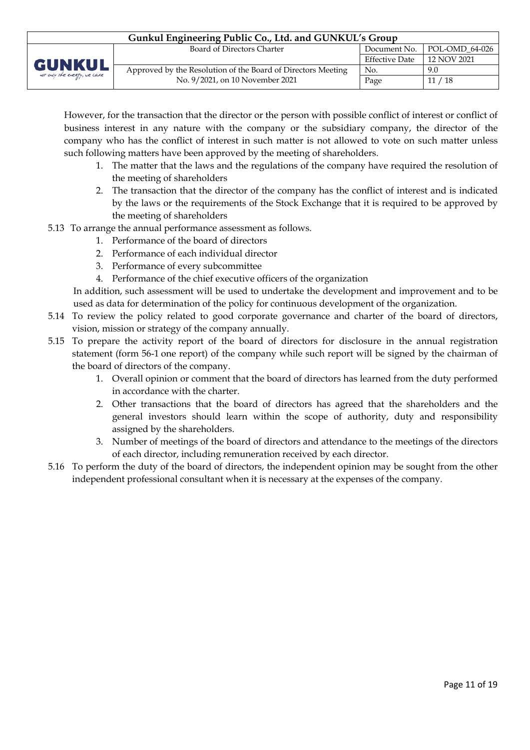However, for the transaction that the director or the person with possible conflict of interest or conflict of business interest in any nature with the company or the subsidiary company, the director of the company who has the conflict of interest in such matter is not allowed to vote on such matter unless such following matters have been approved by the meeting of shareholders.

1. The matter that the laws and the regulations of the company have required the resolution of the meeting of shareholders
2. The transaction that the director of the company has the conflict of interest and is indicated by the laws or the requirements of the Stock Exchange that it is required to be approved by the meeting of shareholders

5.13 To arrange the annual performance assessment as follows.

1. Performance of the board of directors
2. Performance of each individual director
3. Performance of every subcommittee
4. Performance of the chief executive officers of the organization

In addition, such assessment will be used to undertake the development and improvement and to be used as data for determination of the policy for continuous development of the organization.

5.14 To review the policy related to good corporate governance and charter of the board of directors, vision, mission or strategy of the company annually.

5.15 To prepare the activity report of the board of directors for disclosure in the annual registration statement (form 56-1 one report) of the company while such report will be signed by the chairman of the board of directors of the company.

1. Overall opinion or comment that the board of directors has learned from the duty performed in accordance with the charter.
2. Other transactions that the board of directors has agreed that the shareholders and the general investors should learn within the scope of authority, duty and responsibility assigned by the shareholders.
3. Number of meetings of the board of directors and attendance to the meetings of the directors of each director, including remuneration received by each director.

5.16 To perform the duty of the board of directors, the independent opinion may be sought from the other independent professional consultant when it is necessary at the expenses of the company.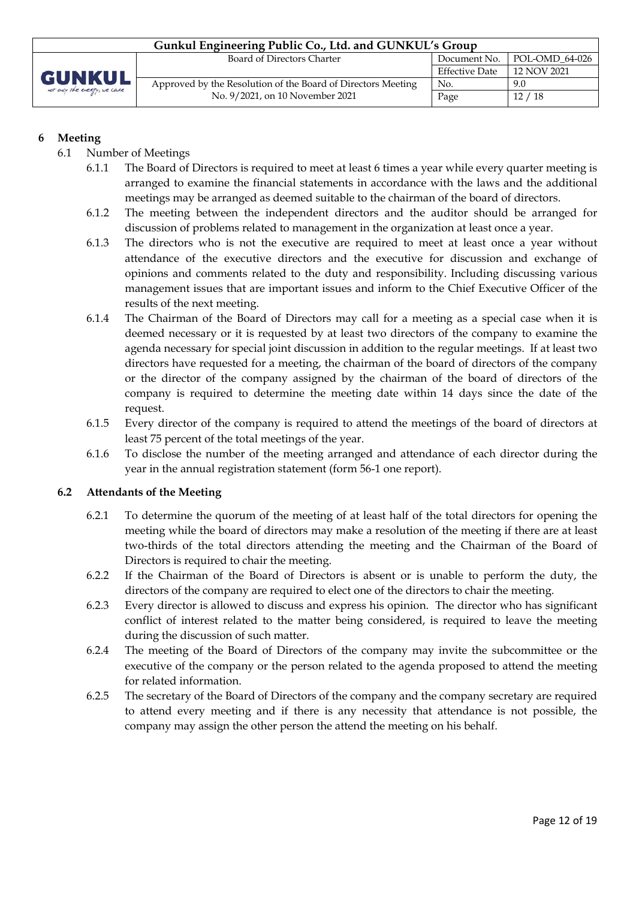# 6 Meeting

6.1 Number of Meetings

6.1.1 The Board of Directors is required to meet at least 6 times a year while every quarter meeting is arranged to examine the financial statements in accordance with the laws and the additional meetings may be arranged as deemed suitable to the chairman of the board of directors.

6.1.2 The meeting between the independent directors and the auditor should be arranged for discussion of problems related to management in the organization at least once a year.

6.1.3 The directors who is not the executive are required to meet at least once a year without attendance of the executive directors and the executive for discussion and exchange of opinions and comments related to the duty and responsibility. Including discussing various management issues that are important issues and inform to the Chief Executive Officer of the results of the next meeting.

6.1.4 The Chairman of the Board of Directors may call for a meeting as a special case when it is deemed necessary or it is requested by at least two directors of the company to examine the agenda necessary for special joint discussion in addition to the regular meetings. If at least two directors have requested for a meeting, the chairman of the board of directors of the company or the director of the company assigned by the chairman of the board of directors of the company is required to determine the meeting date within 14 days since the date of the request.

6.1.5 Every director of the company is required to attend the meetings of the board of directors at least 75 percent of the total meetings of the year.

6.1.6 To disclose the number of the meeting arranged and attendance of each director during the year in the annual registration statement (form 56-1 one report).

## 6.2 Attendants of the Meeting

6.2.1 To determine the quorum of the meeting of at least half of the total directors for opening the meeting while the board of directors may make a resolution of the meeting if there are at least two-thirds of the total directors attending the meeting and the Chairman of the Board of Directors is required to chair the meeting.

6.2.2 If the Chairman of the Board of Directors is absent or is unable to perform the duty, the directors of the company are required to elect one of the directors to chair the meeting.

6.2.3 Every director is allowed to discuss and express his opinion. The director who has significant conflict of interest related to the matter being considered, is required to leave the meeting during the discussion of such matter.

6.2.4 The meeting of the Board of Directors of the company may invite the subcommittee or the executive of the company or the person related to the agenda proposed to attend the meeting for related information.

6.2.5 The secretary of the Board of Directors of the company and the company secretary are required to attend every meeting and if there is any necessity that attendance is not possible, the company may assign the other person the attend the meeting on his behalf.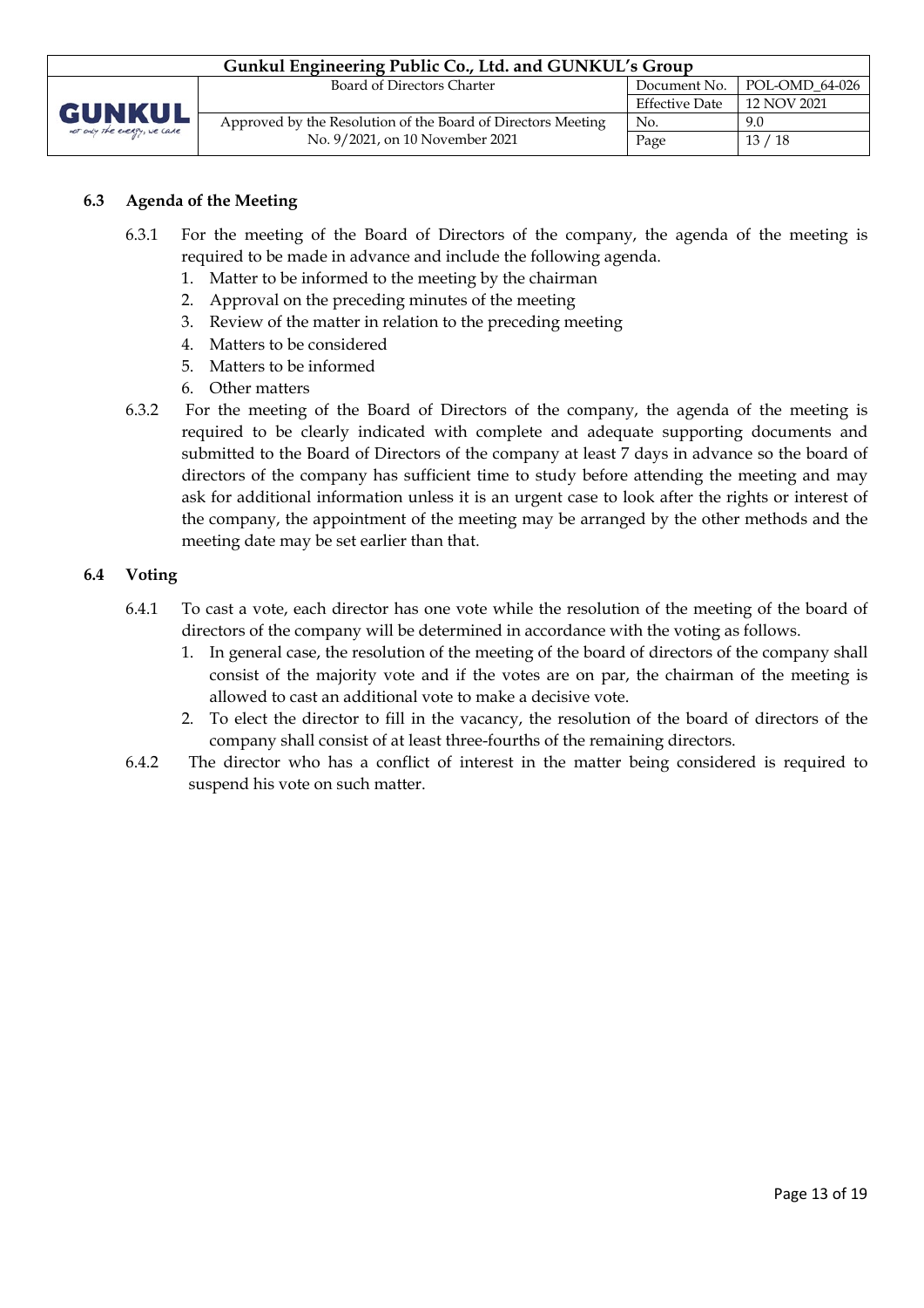### 6.3 Agenda of the Meeting

6.3.1 For the meeting of the Board of Directors of the company, the agenda of the meeting is required to be made in advance and include the following agenda.

1. Matter to be informed to the meeting by the chairman
2. Approval on the preceding minutes of the meeting
3. Review of the matter in relation to the preceding meeting
4. Matters to be considered
5. Matters to be informed
6. Other matters

6.3.2 For the meeting of the Board of Directors of the company, the agenda of the meeting is required to be clearly indicated with complete and adequate supporting documents and submitted to the Board of Directors of the company at least 7 days in advance so the board of directors of the company has sufficient time to study before attending the meeting and may ask for additional information unless it is an urgent case to look after the rights or interest of the company, the appointment of the meeting may be arranged by the other methods and the meeting date may be set earlier than that.

### 6.4 Voting

6.4.1 To cast a vote, each director has one vote while the resolution of the meeting of the board of directors of the company will be determined in accordance with the voting as follows.

1. In general case, the resolution of the meeting of the board of directors of the company shall consist of the majority vote and if the votes are on par, the chairman of the meeting is allowed to cast an additional vote to make a decisive vote.
2. To elect the director to fill in the vacancy, the resolution of the board of directors of the company shall consist of at least three-fourths of the remaining directors.

6.4.2 The director who has a conflict of interest in the matter being considered is required to suspend his vote on such matter.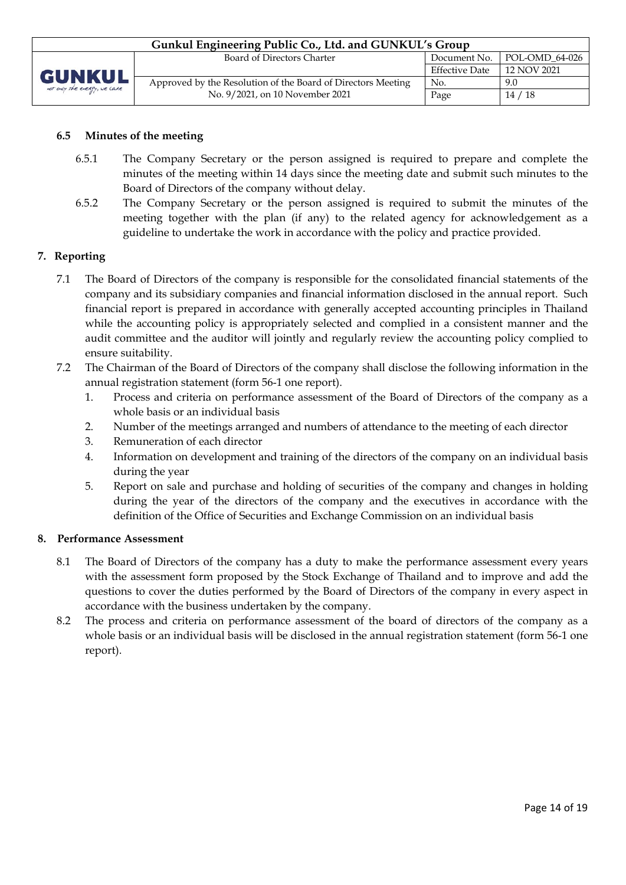### 6.5 Minutes of the meeting

6.5.1 The Company Secretary or the person assigned is required to prepare and complete the minutes of the meeting within 14 days since the meeting date and submit such minutes to the Board of Directors of the company without delay.

6.5.2 The Company Secretary or the person assigned is required to submit the minutes of the meeting together with the plan (if any) to the related agency for acknowledgement as a guideline to undertake the work in accordance with the policy and practice provided.

## 7. Reporting

7.1 The Board of Directors of the company is responsible for the consolidated financial statements of the company and its subsidiary companies and financial information disclosed in the annual report. Such financial report is prepared in accordance with generally accepted accounting principles in Thailand while the accounting policy is appropriately selected and complied in a consistent manner and the audit committee and the auditor will jointly and regularly review the accounting policy complied to ensure suitability.

7.2 The Chairman of the Board of Directors of the company shall disclose the following information in the annual registration statement (form 56-1 one report).

1. Process and criteria on performance assessment of the Board of Directors of the company as a whole basis or an individual basis
2. Number of the meetings arranged and numbers of attendance to the meeting of each director
3. Remuneration of each director
4. Information on development and training of the directors of the company on an individual basis during the year
5. Report on sale and purchase and holding of securities of the company and changes in holding during the year of the directors of the company and the executives in accordance with the definition of the Office of Securities and Exchange Commission on an individual basis

## 8. Performance Assessment

8.1 The Board of Directors of the company has a duty to make the performance assessment every years with the assessment form proposed by the Stock Exchange of Thailand and to improve and add the questions to cover the duties performed by the Board of Directors of the company in every aspect in accordance with the business undertaken by the company.

8.2 The process and criteria on performance assessment of the board of directors of the company as a whole basis or an individual basis will be disclosed in the annual registration statement (form 56-1 one report).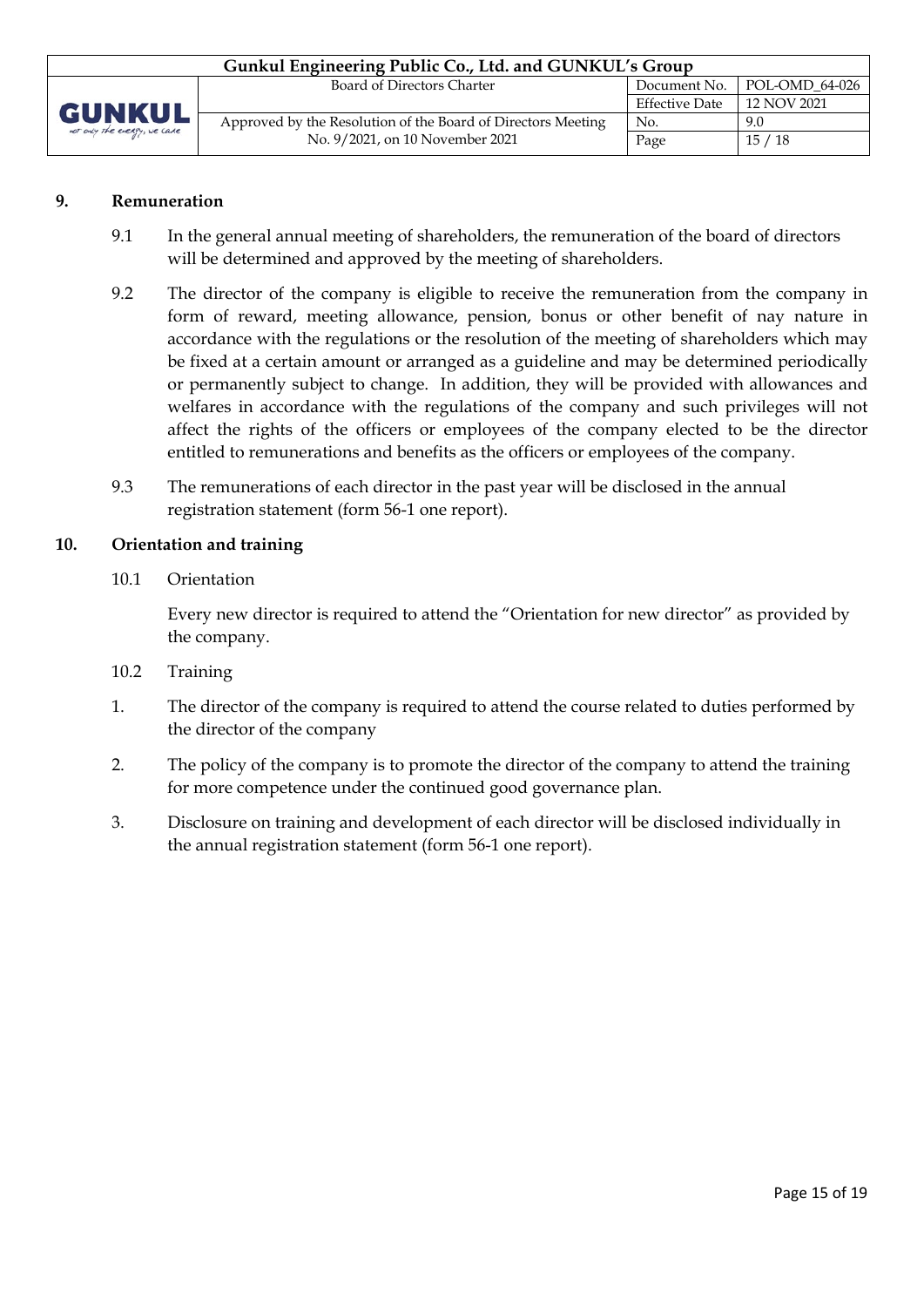## 9. Remuneration

9.1 In the general annual meeting of shareholders, the remuneration of the board of directors will be determined and approved by the meeting of shareholders.

9.2 The director of the company is eligible to receive the remuneration from the company in form of reward, meeting allowance, pension, bonus or other benefit of nay nature in accordance with the regulations or the resolution of the meeting of shareholders which may be fixed at a certain amount or arranged as a guideline and may be determined periodically or permanently subject to change. In addition, they will be provided with allowances and welfares in accordance with the regulations of the company and such privileges will not affect the rights of the officers or employees of the company elected to be the director entitled to remunerations and benefits as the officers or employees of the company.

9.3 The remunerations of each director in the past year will be disclosed in the annual registration statement (form 56-1 one report).

## 10. Orientation and training

10.1 Orientation

Every new director is required to attend the "Orientation for new director" as provided by the company.

10.2 Training

1. The director of the company is required to attend the course related to duties performed by the director of the company

2. The policy of the company is to promote the director of the company to attend the training for more competence under the continued good governance plan.

3. Disclosure on training and development of each director will be disclosed individually in the annual registration statement (form 56-1 one report).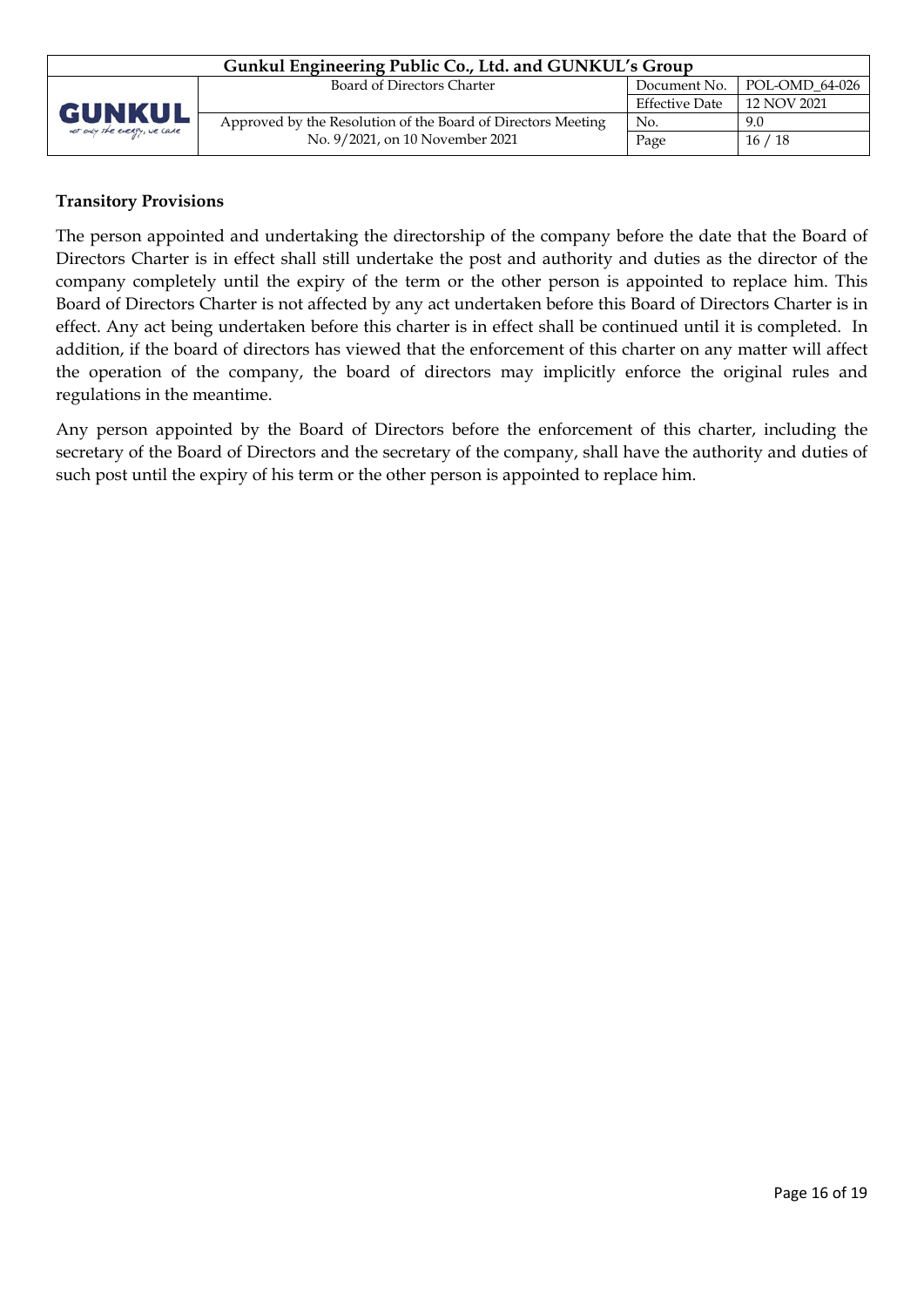**Transitory Provisions**

The person appointed and undertaking the directorship of the company before the date that the Board of Directors Charter is in effect shall still undertake the post and authority and duties as the director of the company completely until the expiry of the term or the other person is appointed to replace him. This Board of Directors Charter is not affected by any act undertaken before this Board of Directors Charter is in effect. Any act being undertaken before this charter is in effect shall be continued until it is completed. In addition, if the board of directors has viewed that the enforcement of this charter on any matter will affect the operation of the company, the board of directors may implicitly enforce the original rules and regulations in the meantime.

Any person appointed by the Board of Directors before the enforcement of this charter, including the secretary of the Board of Directors and the secretary of the company, shall have the authority and duties of such post until the expiry of his term or the other person is appointed to replace him.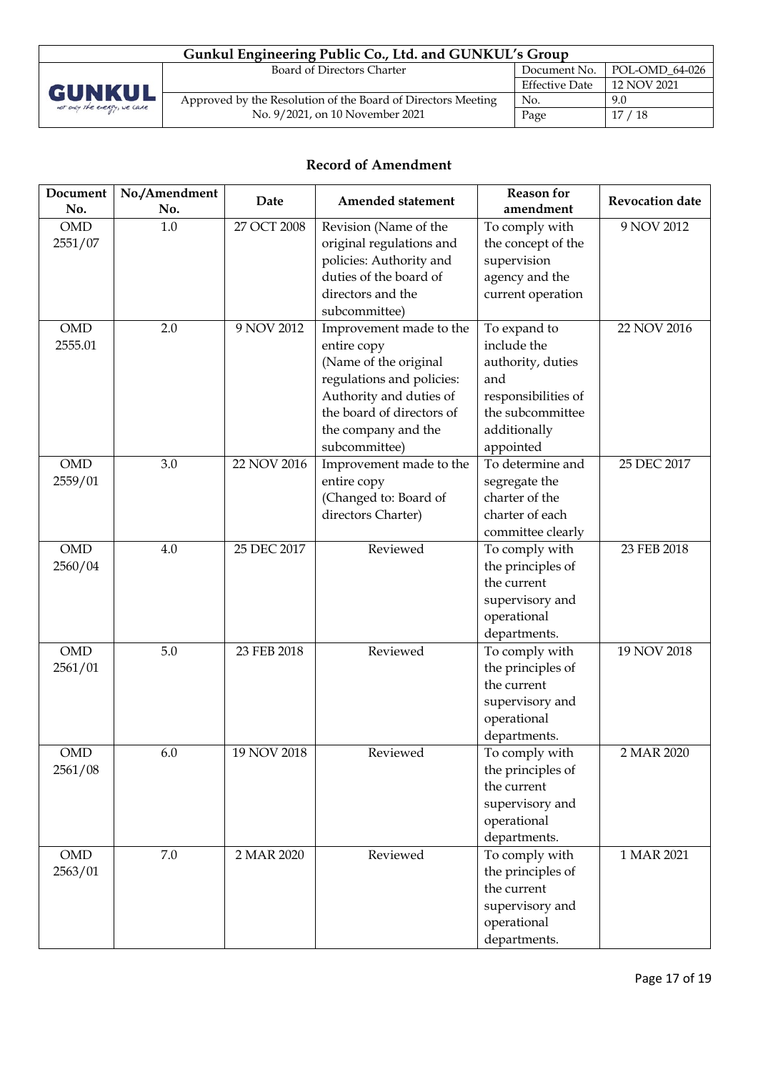## Record of Amendment

| Document No. | No./Amendment No. | Date | Amended statement | Reason for amendment | Revocation date |
|---|---|---|---|---|---|
| OMD 2551/07 | 1.0 | 27 OCT 2008 | Revision (Name of the original regulations and policies: Authority and duties of the board of directors and the subcommittee) | To comply with the concept of the supervision agency and the current operation | 9 NOV 2012 |
| OMD 2555.01 | 2.0 | 9 NOV 2012 | Improvement made to the entire copy (Name of the original regulations and policies: Authority and duties of the board of directors of the company and the subcommittee) | To expand to include the authority, duties and responsibilities of the subcommittee additionally appointed | 22 NOV 2016 |
| OMD 2559/01 | 3.0 | 22 NOV 2016 | Improvement made to the entire copy (Changed to: Board of directors Charter) | To determine and segregate the charter of the charter of each committee clearly | 25 DEC 2017 |
| OMD 2560/04 | 4.0 | 25 DEC 2017 | Reviewed | To comply with the principles of the current supervisory and operational departments. | 23 FEB 2018 |
| OMD 2561/01 | 5.0 | 23 FEB 2018 | Reviewed | To comply with the principles of the current supervisory and operational departments. | 19 NOV 2018 |
| OMD 2561/08 | 6.0 | 19 NOV 2018 | Reviewed | To comply with the principles of the current supervisory and operational departments. | 2 MAR 2020 |
| OMD 2563/01 | 7.0 | 2 MAR 2020 | Reviewed | To comply with the principles of the current supervisory and operational departments. | 1 MAR 2021 |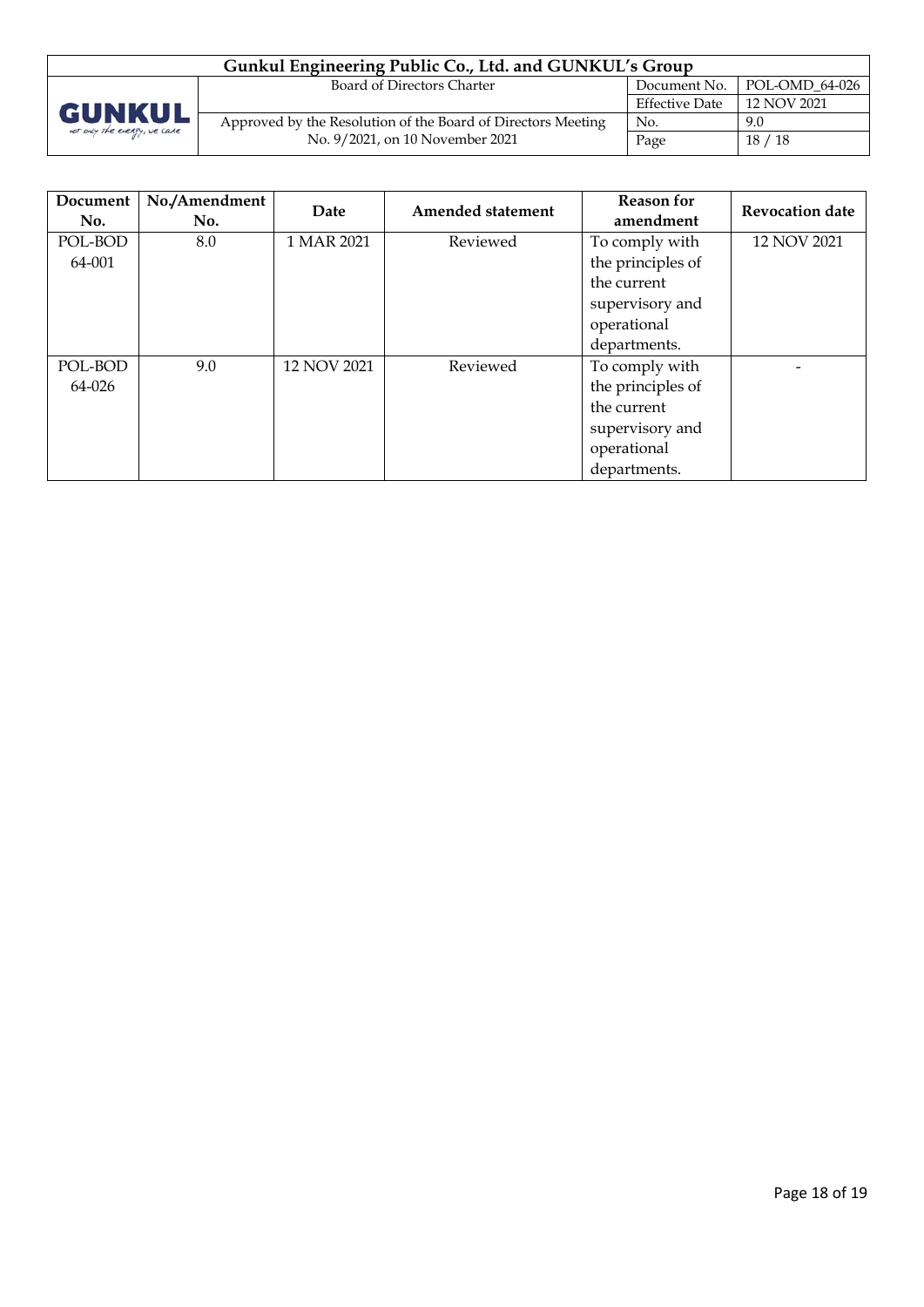| Document No. | No./Amendment No. | Date | Amended statement | Reason for amendment | Revocation date |
|---|---|---|---|---|---|
| POL-BOD 64-001 | 8.0 | 1 MAR 2021 | Reviewed | To comply with the principles of the current supervisory and operational departments. | 12 NOV 2021 |
| POL-BOD 64-026 | 9.0 | 12 NOV 2021 | Reviewed | To comply with the principles of the current supervisory and operational departments. | - |